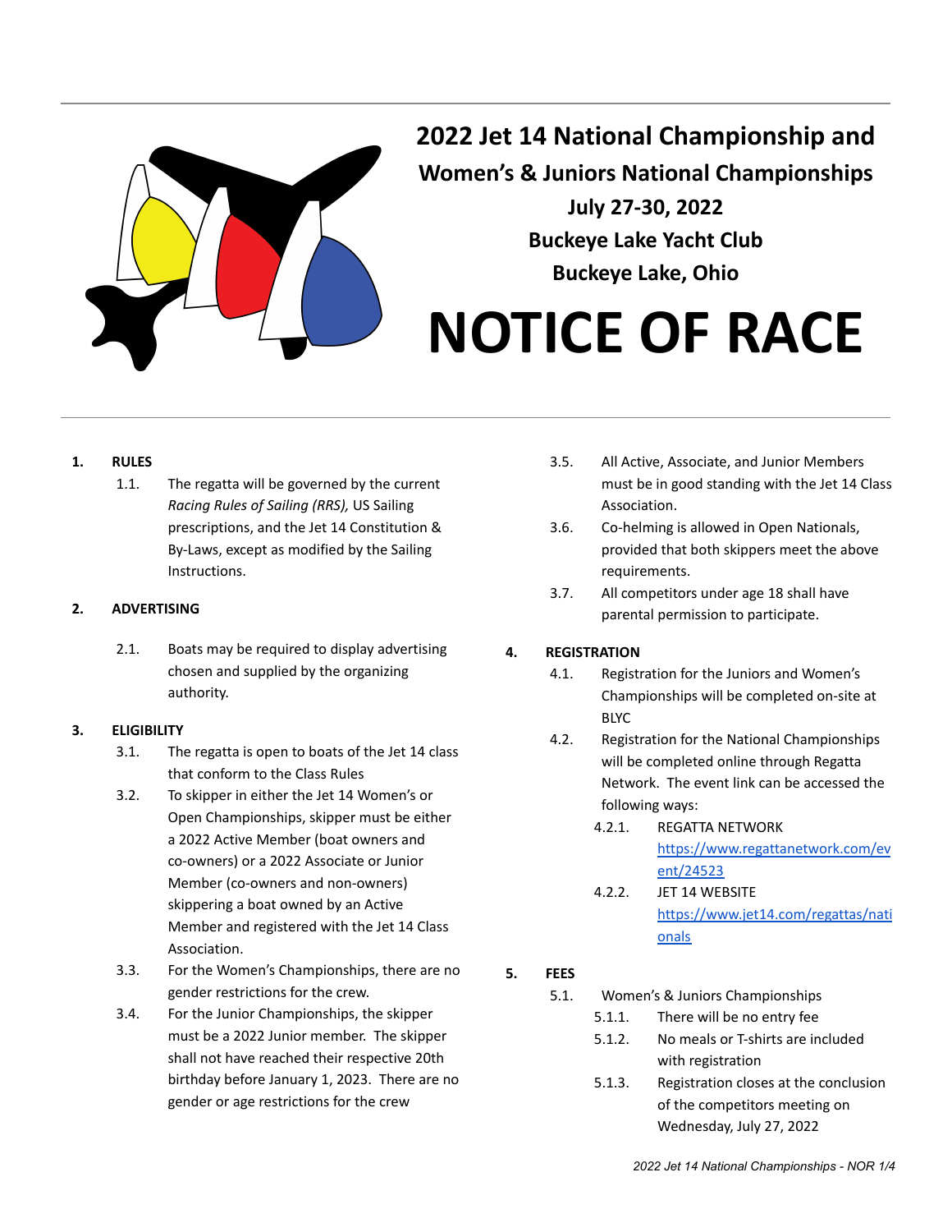# 2022 Jet 14 National Championship and

## Women's & Juniors National Championships

## July 27-30, 2022

## Buckeye Lake Yacht Club

## Buckeye Lake, Ohio

# NOTICE OF RACE

**1. RULES**

1.1. The regatta will be governed by the current *Racing Rules of Sailing (RRS),* US Sailing prescriptions, and the Jet 14 Constitution & By-Laws, except as modified by the Sailing Instructions.

**2. ADVERTISING**

2.1. Boats may be required to display advertising chosen and supplied by the organizing authority.

**3. ELIGIBILITY**

3.1. The regatta is open to boats of the Jet 14 class that conform to the Class Rules

3.2. To skipper in either the Jet 14 Women's or Open Championships, skipper must be either a 2022 Active Member (boat owners and co-owners) or a 2022 Associate or Junior Member (co-owners and non-owners) skippering a boat owned by an Active Member and registered with the Jet 14 Class Association.

3.3. For the Women's Championships, there are no gender restrictions for the crew.

3.4. For the Junior Championships, the skipper must be a 2022 Junior member. The skipper shall not have reached their respective 20th birthday before January 1, 2023. There are no gender or age restrictions for the crew

3.5. All Active, Associate, and Junior Members must be in good standing with the Jet 14 Class Association.

3.6. Co-helming is allowed in Open Nationals, provided that both skippers meet the above requirements.

3.7. All competitors under age 18 shall have parental permission to participate.

**4. REGISTRATION**

4.1. Registration for the Juniors and Women's Championships will be completed on-site at BLYC

4.2. Registration for the National Championships will be completed online through Regatta Network. The event link can be accessed the following ways:

4.2.1. REGATTA NETWORK https://www.regattanetwork.com/event/24523

4.2.2. JET 14 WEBSITE https://www.jet14.com/regattas/nationals

**5. FEES**

5.1. Women's & Juniors Championships

5.1.1. There will be no entry fee

5.1.2. No meals or T-shirts are included with registration

5.1.3. Registration closes at the conclusion of the competitors meeting on Wednesday, July 27, 2022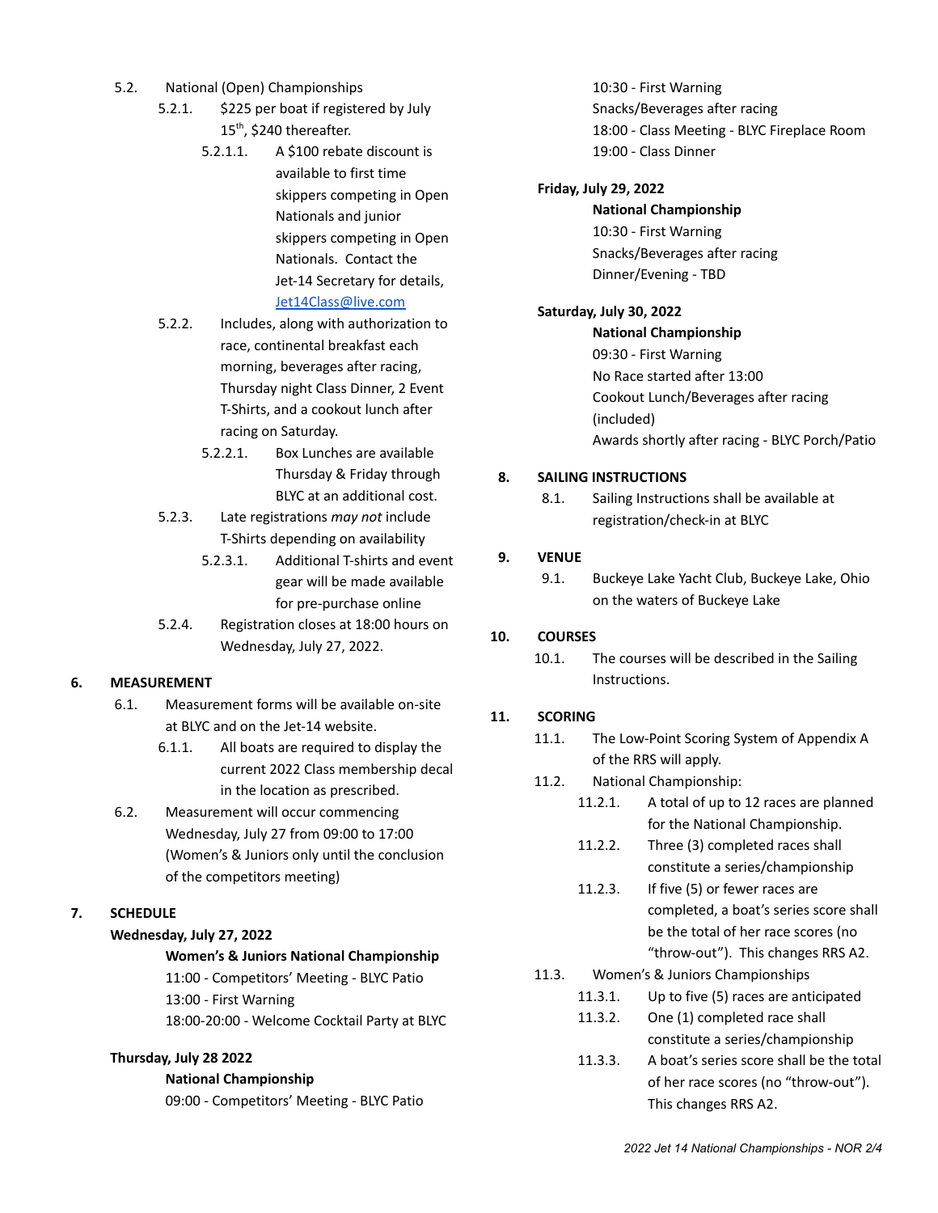5.2. National (Open) Championships

5.2.1. $225 per boat if registered by July 15th, $240 thereafter.

5.2.1.1. A $100 rebate discount is available to first time skippers competing in Open Nationals and junior skippers competing in Open Nationals. Contact the Jet-14 Secretary for details, Jet14Class@live.com

5.2.2. Includes, along with authorization to race, continental breakfast each morning, beverages after racing, Thursday night Class Dinner, 2 Event T-Shirts, and a cookout lunch after racing on Saturday.

5.2.2.1. Box Lunches are available Thursday & Friday through BLYC at an additional cost.

5.2.3. Late registrations *may not* include T-Shirts depending on availability

5.2.3.1. Additional T-shirts and event gear will be made available for pre-purchase online

5.2.4. Registration closes at 18:00 hours on Wednesday, July 27, 2022.

## 6. MEASUREMENT

6.1. Measurement forms will be available on-site at BLYC and on the Jet-14 website.

6.1.1. All boats are required to display the current 2022 Class membership decal in the location as prescribed.

6.2. Measurement will occur commencing Wednesday, July 27 from 09:00 to 17:00 (Women's & Juniors only until the conclusion of the competitors meeting)

## 7. SCHEDULE

**Wednesday, July 27, 2022**

**Women's & Juniors National Championship**
11:00 - Competitors' Meeting - BLYC Patio
13:00 - First Warning
18:00-20:00 - Welcome Cocktail Party at BLYC

**Thursday, July 28 2022**

**National Championship**
09:00 - Competitors' Meeting - BLYC Patio
10:30 - First Warning
Snacks/Beverages after racing
18:00 - Class Meeting - BLYC Fireplace Room
19:00 - Class Dinner

**Friday, July 29, 2022**

**National Championship**
10:30 - First Warning
Snacks/Beverages after racing
Dinner/Evening - TBD

**Saturday, July 30, 2022**

**National Championship**
09:30 - First Warning
No Race started after 13:00
Cookout Lunch/Beverages after racing (included)
Awards shortly after racing - BLYC Porch/Patio

## 8. SAILING INSTRUCTIONS

8.1. Sailing Instructions shall be available at registration/check-in at BLYC

## 9. VENUE

9.1. Buckeye Lake Yacht Club, Buckeye Lake, Ohio on the waters of Buckeye Lake

## 10. COURSES

10.1. The courses will be described in the Sailing Instructions.

## 11. SCORING

11.1. The Low-Point Scoring System of Appendix A of the RRS will apply.

11.2. National Championship:

11.2.1. A total of up to 12 races are planned for the National Championship.

11.2.2. Three (3) completed races shall constitute a series/championship

11.2.3. If five (5) or fewer races are completed, a boat's series score shall be the total of her race scores (no "throw-out"). This changes RRS A2.

11.3. Women's & Juniors Championships

11.3.1. Up to five (5) races are anticipated

11.3.2. One (1) completed race shall constitute a series/championship

11.3.3. A boat's series score shall be the total of her race scores (no "throw-out"). This changes RRS A2.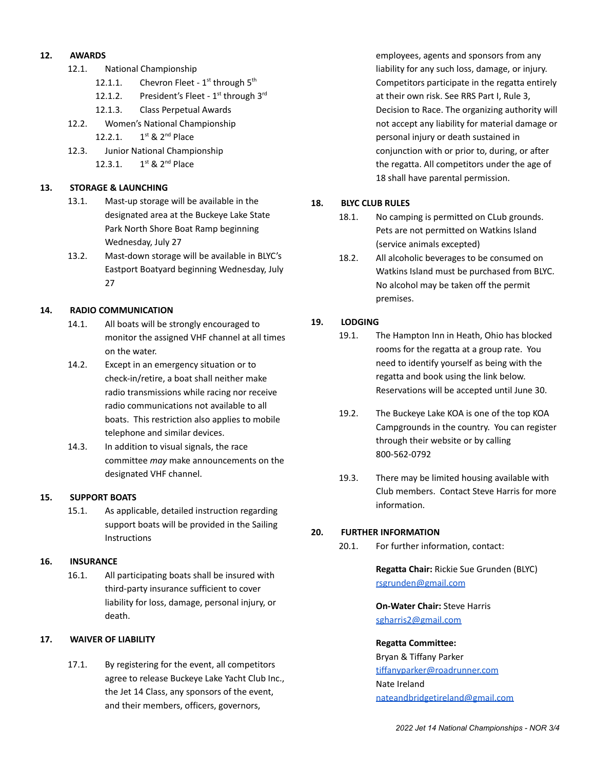## 12. AWARDS

12.1. National Championship

- 12.1.1. Chevron Fleet - 1st through 5th
- 12.1.2. President's Fleet - 1st through 3rd
- 12.1.3. Class Perpetual Awards

12.2. Women's National Championship

- 12.2.1. 1st & 2nd Place

12.3. Junior National Championship

- 12.3.1. 1st & 2nd Place

## 13. STORAGE & LAUNCHING

13.1. Mast-up storage will be available in the designated area at the Buckeye Lake State Park North Shore Boat Ramp beginning Wednesday, July 27

13.2. Mast-down storage will be available in BLYC's Eastport Boatyard beginning Wednesday, July 27

## 14. RADIO COMMUNICATION

14.1. All boats will be strongly encouraged to monitor the assigned VHF channel at all times on the water.

14.2. Except in an emergency situation or to check-in/retire, a boat shall neither make radio transmissions while racing nor receive radio communications not available to all boats. This restriction also applies to mobile telephone and similar devices.

14.3. In addition to visual signals, the race committee *may* make announcements on the designated VHF channel.

## 15. SUPPORT BOATS

15.1. As applicable, detailed instruction regarding support boats will be provided in the Sailing Instructions

## 16. INSURANCE

16.1. All participating boats shall be insured with third-party insurance sufficient to cover liability for loss, damage, personal injury, or death.

## 17. WAIVER OF LIABILITY

17.1. By registering for the event, all competitors agree to release Buckeye Lake Yacht Club Inc., the Jet 14 Class, any sponsors of the event, and their members, officers, governors, employees, agents and sponsors from any liability for any such loss, damage, or injury. Competitors participate in the regatta entirely at their own risk. See RRS Part I, Rule 3, Decision to Race. The organizing authority will not accept any liability for material damage or personal injury or death sustained in conjunction with or prior to, during, or after the regatta. All competitors under the age of 18 shall have parental permission.

## 18. BLYC CLUB RULES

18.1. No camping is permitted on CLub grounds. Pets are not permitted on Watkins Island (service animals excepted)

18.2. All alcoholic beverages to be consumed on Watkins Island must be purchased from BLYC. No alcohol may be taken off the permit premises.

## 19. LODGING

19.1. The Hampton Inn in Heath, Ohio has blocked rooms for the regatta at a group rate. You need to identify yourself as being with the regatta and book using the link below. Reservations will be accepted until June 30.

19.2. The Buckeye Lake KOA is one of the top KOA Campgrounds in the country. You can register through their website or by calling 800-562-0792

19.3. There may be limited housing available with Club members. Contact Steve Harris for more information.

## 20. FURTHER INFORMATION

20.1. For further information, contact:

**Regatta Chair:** Rickie Sue Grunden (BLYC)
rsgrunden@gmail.com

**On-Water Chair:** Steve Harris
sgharris2@gmail.com

**Regatta Committee:**
Bryan & Tiffany Parker
tiffanyparker@roadrunner.com
Nate Ireland
nateandbridgetireland@gmail.com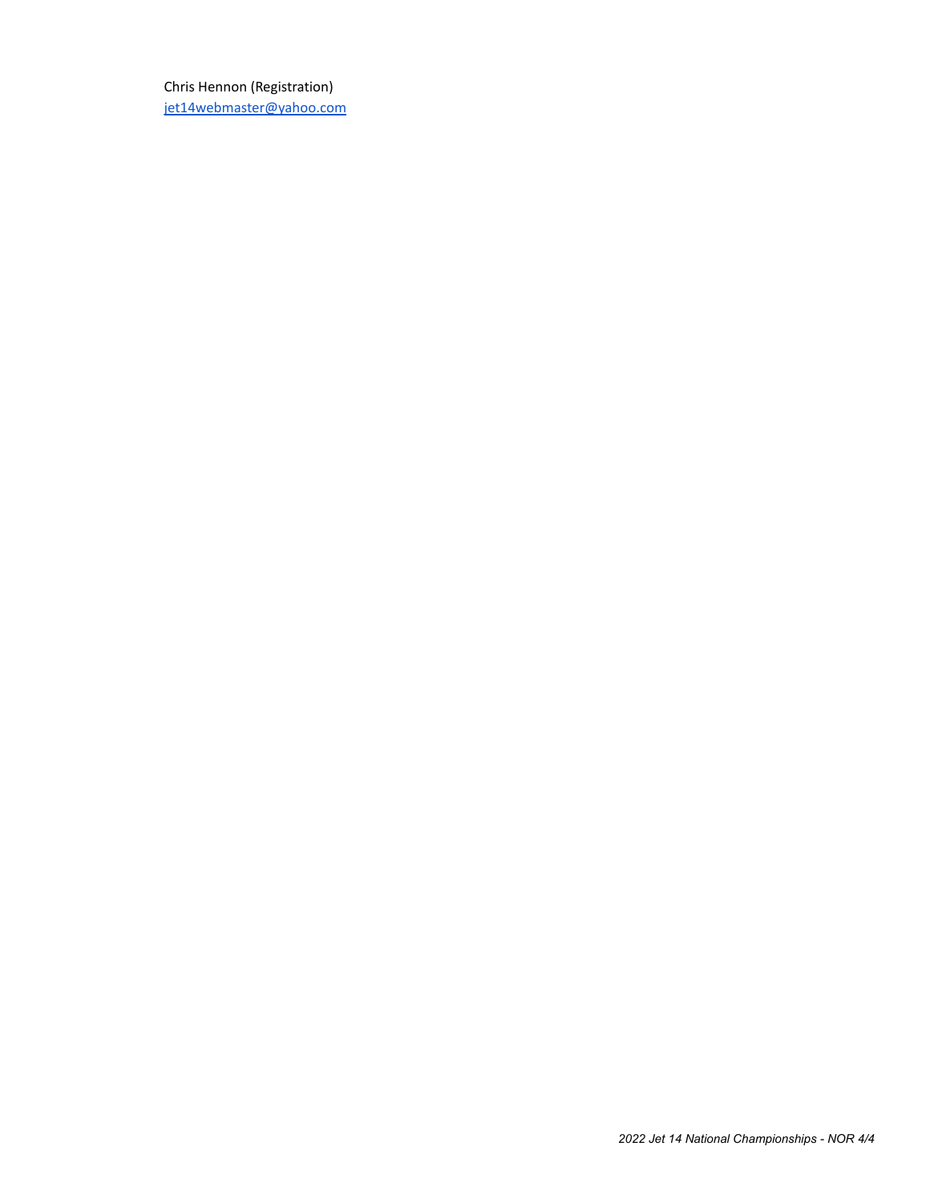Chris Hennon (Registration)
jet14webmaster@yahoo.com